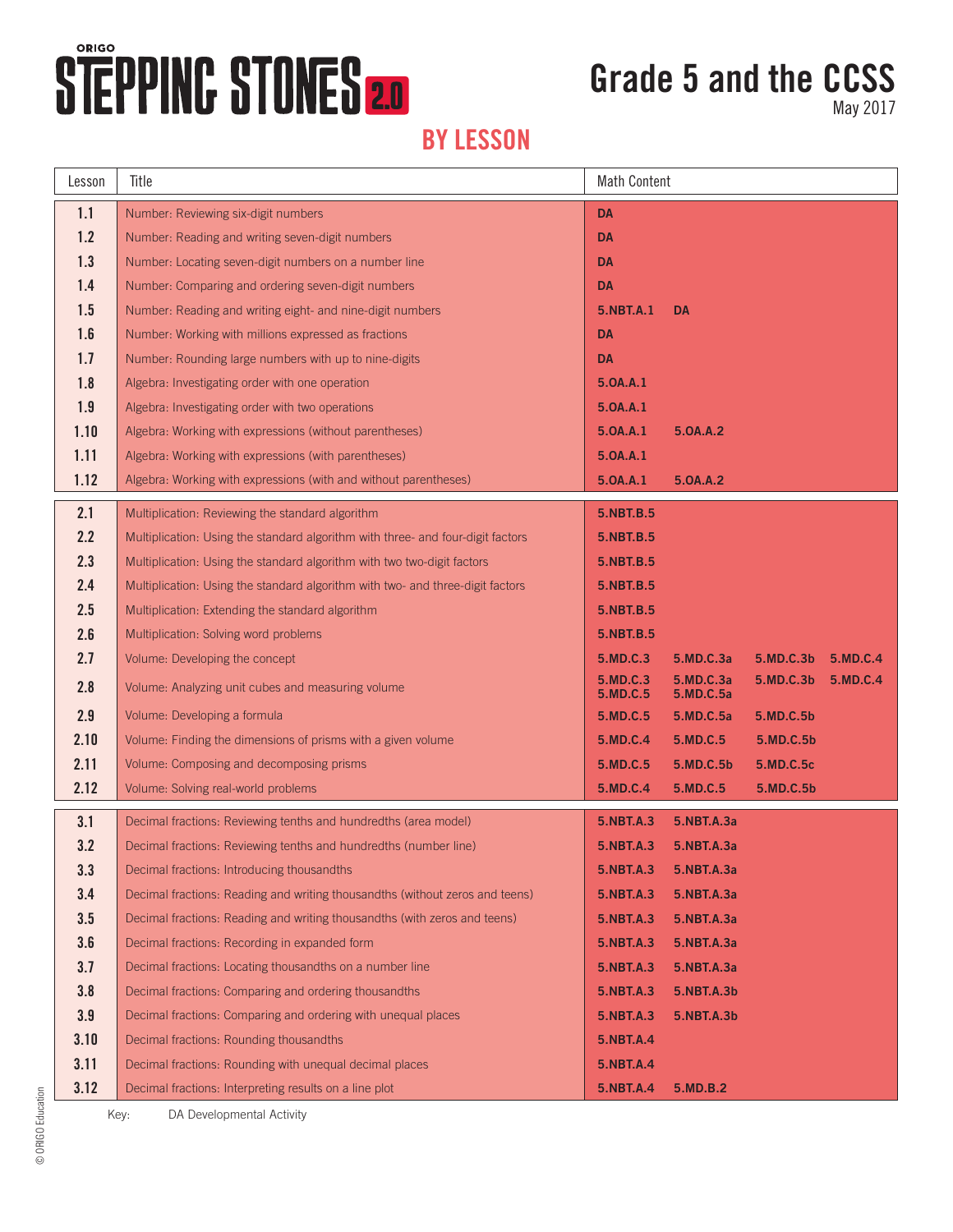ORIGO

# STEPPING STONES 2.0

# Grade 5 and the CCSS

May 2017

## BY LESSON

| Lesson | Title | Math Content |
|---|---|---|
| 1.1 | Number: Reviewing six-digit numbers | **DA** |
| 1.2 | Number: Reading and writing seven-digit numbers | **DA** |
| 1.3 | Number: Locating seven-digit numbers on a number line | **DA** |
| 1.4 | Number: Comparing and ordering seven-digit numbers | **DA** |
| 1.5 | Number: Reading and writing eight- and nine-digit numbers | **5.NBT.A.1 DA** |
| 1.6 | Number: Working with millions expressed as fractions | **DA** |
| 1.7 | Number: Rounding large numbers with up to nine-digits | **DA** |
| 1.8 | Algebra: Investigating order with one operation | **5.OA.A.1** |
| 1.9 | Algebra: Investigating order with two operations | **5.OA.A.1** |
| 1.10 | Algebra: Working with expressions (without parentheses) | **5.OA.A.1 5.OA.A.2** |
| 1.11 | Algebra: Working with expressions (with parentheses) | **5.OA.A.1** |
| 1.12 | Algebra: Working with expressions (with and without parentheses) | **5.OA.A.1 5.OA.A.2** |
| 2.1 | Multiplication: Reviewing the standard algorithm | **5.NBT.B.5** |
| 2.2 | Multiplication: Using the standard algorithm with three- and four-digit factors | **5.NBT.B.5** |
| 2.3 | Multiplication: Using the standard algorithm with two two-digit factors | **5.NBT.B.5** |
| 2.4 | Multiplication: Using the standard algorithm with two- and three-digit factors | **5.NBT.B.5** |
| 2.5 | Multiplication: Extending the standard algorithm | **5.NBT.B.5** |
| 2.6 | Multiplication: Solving word problems | **5.NBT.B.5** |
| 2.7 | Volume: Developing the concept | **5.MD.C.3 5.MD.C.3a 5.MD.C.3b 5.MD.C.4** |
| 2.8 | Volume: Analyzing unit cubes and measuring volume | **5.MD.C.3 5.MD.C.3a 5.MD.C.3b 5.MD.C.4 5.MD.C.5 5.MD.C.5a** |
| 2.9 | Volume: Developing a formula | **5.MD.C.5 5.MD.C.5a 5.MD.C.5b** |
| 2.10 | Volume: Finding the dimensions of prisms with a given volume | **5.MD.C.4 5.MD.C.5 5.MD.C.5b** |
| 2.11 | Volume: Composing and decomposing prisms | **5.MD.C.5 5.MD.C.5b 5.MD.C.5c** |
| 2.12 | Volume: Solving real-world problems | **5.MD.C.4 5.MD.C.5 5.MD.C.5b** |
| 3.1 | Decimal fractions: Reviewing tenths and hundredths (area model) | **5.NBT.A.3 5.NBT.A.3a** |
| 3.2 | Decimal fractions: Reviewing tenths and hundredths (number line) | **5.NBT.A.3 5.NBT.A.3a** |
| 3.3 | Decimal fractions: Introducing thousandths | **5.NBT.A.3 5.NBT.A.3a** |
| 3.4 | Decimal fractions: Reading and writing thousandths (without zeros and teens) | **5.NBT.A.3 5.NBT.A.3a** |
| 3.5 | Decimal fractions: Reading and writing thousandths (with zeros and teens) | **5.NBT.A.3 5.NBT.A.3a** |
| 3.6 | Decimal fractions: Recording in expanded form | **5.NBT.A.3 5.NBT.A.3a** |
| 3.7 | Decimal fractions: Locating thousandths on a number line | **5.NBT.A.3 5.NBT.A.3a** |
| 3.8 | Decimal fractions: Comparing and ordering thousandths | **5.NBT.A.3 5.NBT.A.3b** |
| 3.9 | Decimal fractions: Comparing and ordering with unequal places | **5.NBT.A.3 5.NBT.A.3b** |
| 3.10 | Decimal fractions: Rounding thousandths | **5.NBT.A.4** |
| 3.11 | Decimal fractions: Rounding with unequal decimal places | **5.NBT.A.4** |
| 3.12 | Decimal fractions: Interpreting results on a line plot | **5.NBT.A.4 5.MD.B.2** |

Key: DA Developmental Activity

© ORIGO Education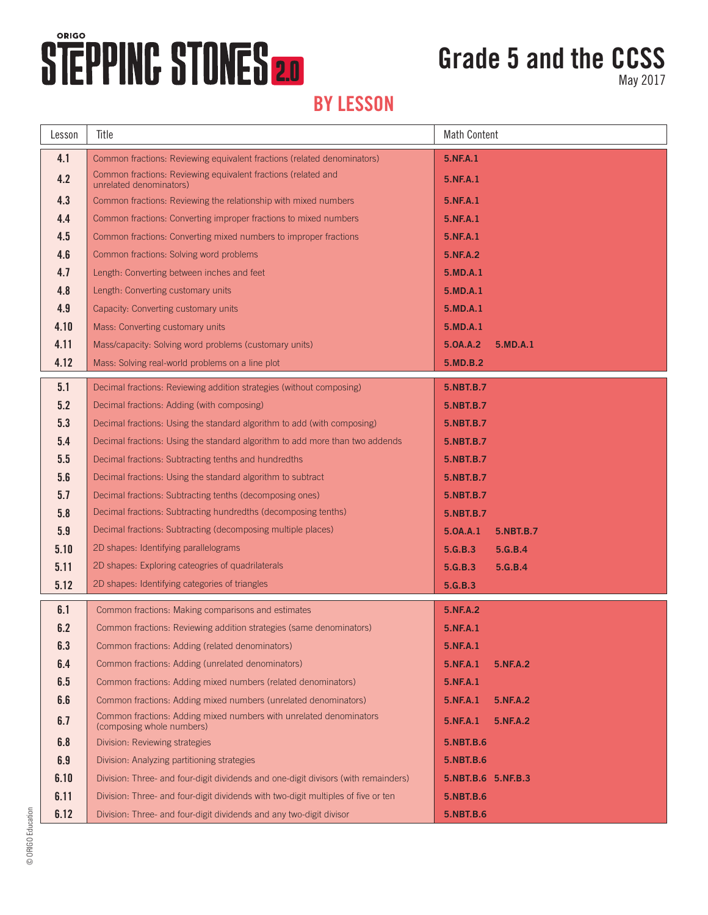ORIGO

# STEPPING STONES 2.0

# Grade 5 and the CCSS

May 2017

## BY LESSON

| Lesson | Title | Math Content |
|---|---|---|
| 4.1 | Common fractions: Reviewing equivalent fractions (related denominators) | **5.NF.A.1** |
| 4.2 | Common fractions: Reviewing equivalent fractions (related and unrelated denominators) | **5.NF.A.1** |
| 4.3 | Common fractions: Reviewing the relationship with mixed numbers | **5.NF.A.1** |
| 4.4 | Common fractions: Converting improper fractions to mixed numbers | **5.NF.A.1** |
| 4.5 | Common fractions: Converting mixed numbers to improper fractions | **5.NF.A.1** |
| 4.6 | Common fractions: Solving word problems | **5.NF.A.2** |
| 4.7 | Length: Converting between inches and feet | **5.MD.A.1** |
| 4.8 | Length: Converting customary units | **5.MD.A.1** |
| 4.9 | Capacity: Converting customary units | **5.MD.A.1** |
| 4.10 | Mass: Converting customary units | **5.MD.A.1** |
| 4.11 | Mass/capacity: Solving word problems (customary units) | **5.OA.A.2 5.MD.A.1** |
| 4.12 | Mass: Solving real-world problems on a line plot | **5.MD.B.2** |
| 5.1 | Decimal fractions: Reviewing addition strategies (without composing) | **5.NBT.B.7** |
| 5.2 | Decimal fractions: Adding (with composing) | **5.NBT.B.7** |
| 5.3 | Decimal fractions: Using the standard algorithm to add (with composing) | **5.NBT.B.7** |
| 5.4 | Decimal fractions: Using the standard algorithm to add more than two addends | **5.NBT.B.7** |
| 5.5 | Decimal fractions: Subtracting tenths and hundredths | **5.NBT.B.7** |
| 5.6 | Decimal fractions: Using the standard algorithm to subtract | **5.NBT.B.7** |
| 5.7 | Decimal fractions: Subtracting tenths (decomposing ones) | **5.NBT.B.7** |
| 5.8 | Decimal fractions: Subtracting hundredths (decomposing tenths) | **5.NBT.B.7** |
| 5.9 | Decimal fractions: Subtracting (decomposing multiple places) | **5.OA.A.1 5.NBT.B.7** |
| 5.10 | 2D shapes: Identifying parallelograms | **5.G.B.3 5.G.B.4** |
| 5.11 | 2D shapes: Exploring cateogries of quadrilaterals | **5.G.B.3 5.G.B.4** |
| 5.12 | 2D shapes: Identifying categories of triangles | **5.G.B.3** |
| 6.1 | Common fractions: Making comparisons and estimates | **5.NF.A.2** |
| 6.2 | Common fractions: Reviewing addition strategies (same denominators) | **5.NF.A.1** |
| 6.3 | Common fractions: Adding (related denominators) | **5.NF.A.1** |
| 6.4 | Common fractions: Adding (unrelated denominators) | **5.NF.A.1 5.NF.A.2** |
| 6.5 | Common fractions: Adding mixed numbers (related denominators) | **5.NF.A.1** |
| 6.6 | Common fractions: Adding mixed numbers (unrelated denominators) | **5.NF.A.1 5.NF.A.2** |
| 6.7 | Common fractions: Adding mixed numbers with unrelated denominators (composing whole numbers) | **5.NF.A.1 5.NF.A.2** |
| 6.8 | Division: Reviewing strategies | **5.NBT.B.6** |
| 6.9 | Division: Analyzing partitioning strategies | **5.NBT.B.6** |
| 6.10 | Division: Three- and four-digit dividends and one-digit divisors (with remainders) | **5.NBT.B.6 5.NF.B.3** |
| 6.11 | Division: Three- and four-digit dividends with two-digit multiples of five or ten | **5.NBT.B.6** |
| 6.12 | Division: Three- and four-digit dividends and any two-digit divisor | **5.NBT.B.6** |

© ORIGO Education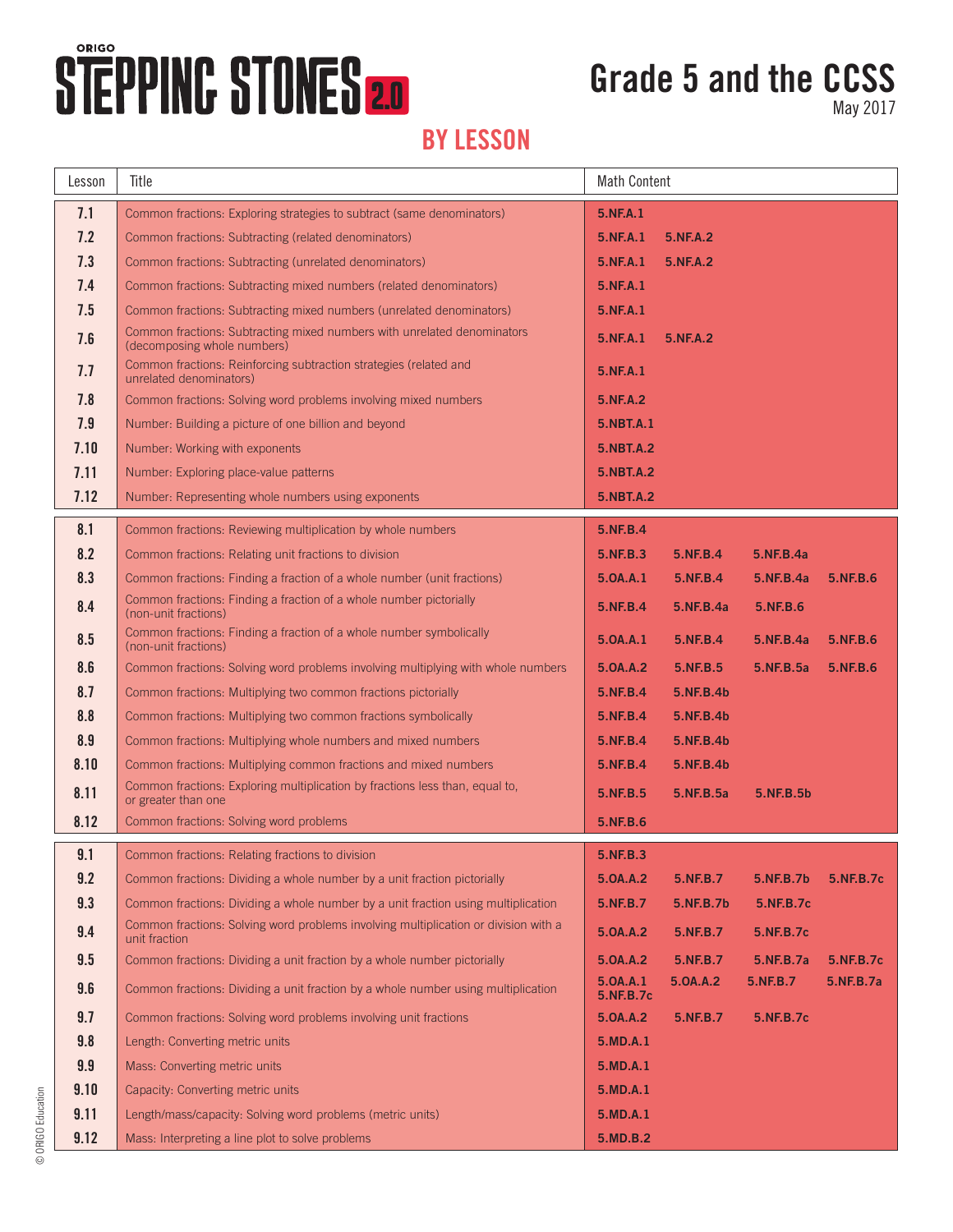# ORIGO STEPPING STONES 2.0

# Grade 5 and the CCSS

May 2017

## BY LESSON

| Lesson | Title | Math Content |
|---|---|---|
| 7.1 | Common fractions: Exploring strategies to subtract (same denominators) | 5.NF.A.1 |
| 7.2 | Common fractions: Subtracting (related denominators) | 5.NF.A.1 5.NF.A.2 |
| 7.3 | Common fractions: Subtracting (unrelated denominators) | 5.NF.A.1 5.NF.A.2 |
| 7.4 | Common fractions: Subtracting mixed numbers (related denominators) | 5.NF.A.1 |
| 7.5 | Common fractions: Subtracting mixed numbers (unrelated denominators) | 5.NF.A.1 |
| 7.6 | Common fractions: Subtracting mixed numbers with unrelated denominators (decomposing whole numbers) | 5.NF.A.1 5.NF.A.2 |
| 7.7 | Common fractions: Reinforcing subtraction strategies (related and unrelated denominators) | 5.NF.A.1 |
| 7.8 | Common fractions: Solving word problems involving mixed numbers | 5.NF.A.2 |
| 7.9 | Number: Building a picture of one billion and beyond | 5.NBT.A.1 |
| 7.10 | Number: Working with exponents | 5.NBT.A.2 |
| 7.11 | Number: Exploring place-value patterns | 5.NBT.A.2 |
| 7.12 | Number: Representing whole numbers using exponents | 5.NBT.A.2 |
| 8.1 | Common fractions: Reviewing multiplication by whole numbers | 5.NF.B.4 |
| 8.2 | Common fractions: Relating unit fractions to division | 5.NF.B.3 5.NF.B.4 5.NF.B.4a |
| 8.3 | Common fractions: Finding a fraction of a whole number (unit fractions) | 5.OA.A.1 5.NF.B.4 5.NF.B.4a 5.NF.B.6 |
| 8.4 | Common fractions: Finding a fraction of a whole number pictorially (non-unit fractions) | 5.NF.B.4 5.NF.B.4a 5.NF.B.6 |
| 8.5 | Common fractions: Finding a fraction of a whole number symbolically (non-unit fractions) | 5.OA.A.1 5.NF.B.4 5.NF.B.4a 5.NF.B.6 |
| 8.6 | Common fractions: Solving word problems involving multiplying with whole numbers | 5.OA.A.2 5.NF.B.5 5.NF.B.5a 5.NF.B.6 |
| 8.7 | Common fractions: Multiplying two common fractions pictorially | 5.NF.B.4 5.NF.B.4b |
| 8.8 | Common fractions: Multiplying two common fractions symbolically | 5.NF.B.4 5.NF.B.4b |
| 8.9 | Common fractions: Multiplying whole numbers and mixed numbers | 5.NF.B.4 5.NF.B.4b |
| 8.10 | Common fractions: Multiplying common fractions and mixed numbers | 5.NF.B.4 5.NF.B.4b |
| 8.11 | Common fractions: Exploring multiplication by fractions less than, equal to, or greater than one | 5.NF.B.5 5.NF.B.5a 5.NF.B.5b |
| 8.12 | Common fractions: Solving word problems | 5.NF.B.6 |
| 9.1 | Common fractions: Relating fractions to division | 5.NF.B.3 |
| 9.2 | Common fractions: Dividing a whole number by a unit fraction pictorially | 5.OA.A.2 5.NF.B.7 5.NF.B.7b 5.NF.B.7c |
| 9.3 | Common fractions: Dividing a whole number by a unit fraction using multiplication | 5.NF.B.7 5.NF.B.7b 5.NF.B.7c |
| 9.4 | Common fractions: Solving word problems involving multiplication or division with a unit fraction | 5.OA.A.2 5.NF.B.7 5.NF.B.7c |
| 9.5 | Common fractions: Dividing a unit fraction by a whole number pictorially | 5.OA.A.2 5.NF.B.7 5.NF.B.7a 5.NF.B.7c |
| 9.6 | Common fractions: Dividing a unit fraction by a whole number using multiplication | 5.OA.A.1 5.OA.A.2 5.NF.B.7 5.NF.B.7a 5.NF.B.7c |
| 9.7 | Common fractions: Solving word problems involving unit fractions | 5.OA.A.2 5.NF.B.7 5.NF.B.7c |
| 9.8 | Length: Converting metric units | 5.MD.A.1 |
| 9.9 | Mass: Converting metric units | 5.MD.A.1 |
| 9.10 | Capacity: Converting metric units | 5.MD.A.1 |
| 9.11 | Length/mass/capacity: Solving word problems (metric units) | 5.MD.A.1 |
| 9.12 | Mass: Interpreting a line plot to solve problems | 5.MD.B.2 |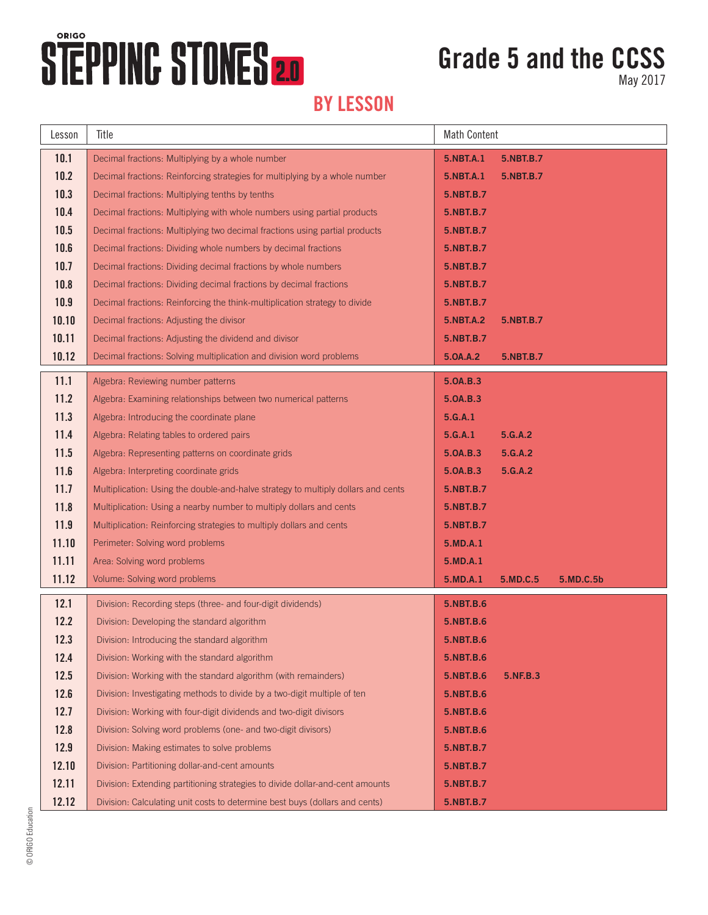# ORIGO STEPPING STONES 2.0

## Grade 5 and the CCSS

May 2017

## BY LESSON

| Lesson | Title | Math Content |
|---|---|---|
| 10.1 | Decimal fractions: Multiplying by a whole number | 5.NBT.A.1 5.NBT.B.7 |
| 10.2 | Decimal fractions: Reinforcing strategies for multiplying by a whole number | 5.NBT.A.1 5.NBT.B.7 |
| 10.3 | Decimal fractions: Multiplying tenths by tenths | 5.NBT.B.7 |
| 10.4 | Decimal fractions: Multiplying with whole numbers using partial products | 5.NBT.B.7 |
| 10.5 | Decimal fractions: Multiplying two decimal fractions using partial products | 5.NBT.B.7 |
| 10.6 | Decimal fractions: Dividing whole numbers by decimal fractions | 5.NBT.B.7 |
| 10.7 | Decimal fractions: Dividing decimal fractions by whole numbers | 5.NBT.B.7 |
| 10.8 | Decimal fractions: Dividing decimal fractions by decimal fractions | 5.NBT.B.7 |
| 10.9 | Decimal fractions: Reinforcing the think-multiplication strategy to divide | 5.NBT.B.7 |
| 10.10 | Decimal fractions: Adjusting the divisor | 5.NBT.A.2 5.NBT.B.7 |
| 10.11 | Decimal fractions: Adjusting the dividend and divisor | 5.NBT.B.7 |
| 10.12 | Decimal fractions: Solving multiplication and division word problems | 5.OA.A.2 5.NBT.B.7 |
| 11.1 | Algebra: Reviewing number patterns | 5.OA.B.3 |
| 11.2 | Algebra: Examining relationships between two numerical patterns | 5.OA.B.3 |
| 11.3 | Algebra: Introducing the coordinate plane | 5.G.A.1 |
| 11.4 | Algebra: Relating tables to ordered pairs | 5.G.A.1 5.G.A.2 |
| 11.5 | Algebra: Representing patterns on coordinate grids | 5.OA.B.3 5.G.A.2 |
| 11.6 | Algebra: Interpreting coordinate grids | 5.OA.B.3 5.G.A.2 |
| 11.7 | Multiplication: Using the double-and-halve strategy to multiply dollars and cents | 5.NBT.B.7 |
| 11.8 | Multiplication: Using a nearby number to multiply dollars and cents | 5.NBT.B.7 |
| 11.9 | Multiplication: Reinforcing strategies to multiply dollars and cents | 5.NBT.B.7 |
| 11.10 | Perimeter: Solving word problems | 5.MD.A.1 |
| 11.11 | Area: Solving word problems | 5.MD.A.1 |
| 11.12 | Volume: Solving word problems | 5.MD.A.1 5.MD.C.5 5.MD.C.5b |
| 12.1 | Division: Recording steps (three- and four-digit dividends) | 5.NBT.B.6 |
| 12.2 | Division: Developing the standard algorithm | 5.NBT.B.6 |
| 12.3 | Division: Introducing the standard algorithm | 5.NBT.B.6 |
| 12.4 | Division: Working with the standard algorithm | 5.NBT.B.6 |
| 12.5 | Division: Working with the standard algorithm (with remainders) | 5.NBT.B.6 5.NF.B.3 |
| 12.6 | Division: Investigating methods to divide by a two-digit multiple of ten | 5.NBT.B.6 |
| 12.7 | Division: Working with four-digit dividends and two-digit divisors | 5.NBT.B.6 |
| 12.8 | Division: Solving word problems (one- and two-digit divisors) | 5.NBT.B.6 |
| 12.9 | Division: Making estimates to solve problems | 5.NBT.B.7 |
| 12.10 | Division: Partitioning dollar-and-cent amounts | 5.NBT.B.7 |
| 12.11 | Division: Extending partitioning strategies to divide dollar-and-cent amounts | 5.NBT.B.7 |
| 12.12 | Division: Calculating unit costs to determine best buys (dollars and cents) | 5.NBT.B.7 |

© ORIGO Education